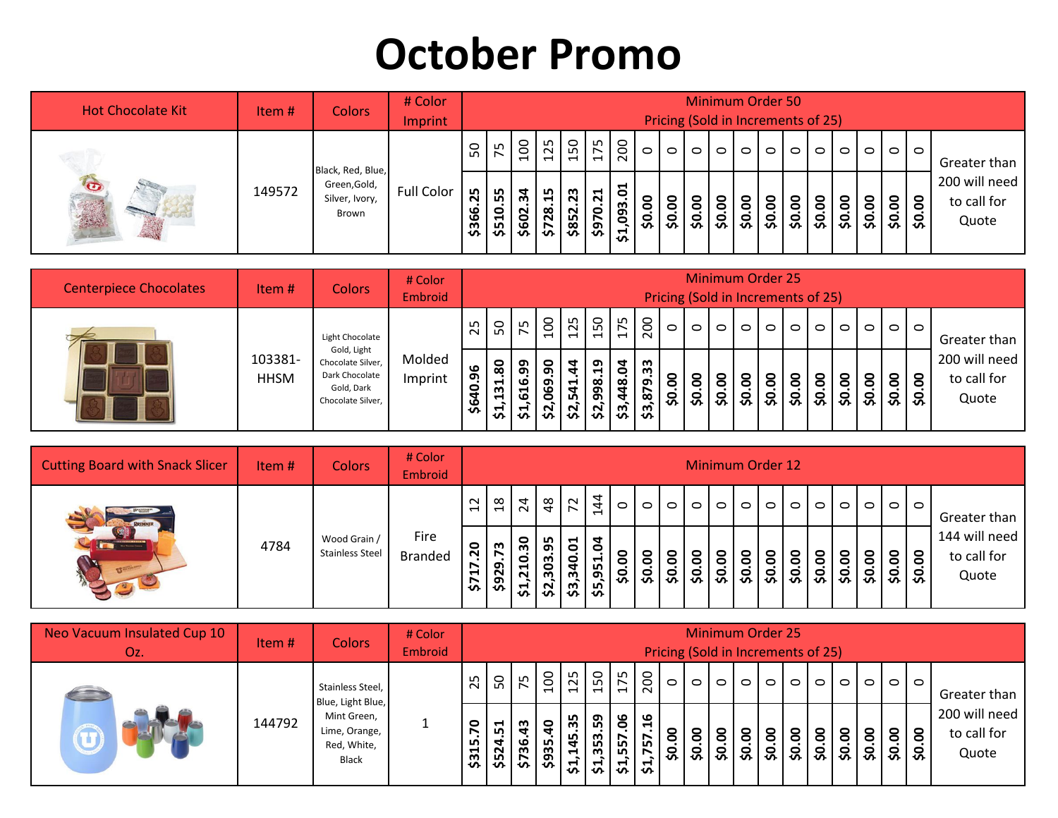# October Promo

| Hot Chocolate Kit | Item # | Colors | # Color Imprint | Minimum Order 50 Pricing (Sold in Increments of 25) | | | | | | | | | | | | | | | | | | | |
|---|---|---|---|---|---|---|---|---|---|---|---|---|---|---|---|---|---|---|---|---|---|---|---|
| | 149572 | Black, Red, Blue, Green,Gold, Silver, Ivory, Brown | Full Color | 50 | 75 | 100 | 125 | 150 | 175 | 200 | 0 | 0 | 0 | 0 | 0 | 0 | 0 | 0 | 0 | 0 | 0 | 0 | Greater than 200 will need to call for Quote |
| | | | | **$366.25** | **$510.55** | **$602.34** | **$728.15** | **$852.23** | **$970.21** | **$1,093.01** | **$0.00** | **$0.00** | **$0.00** | **$0.00** | **$0.00** | **$0.00** | **$0.00** | **$0.00** | **$0.00** | **$0.00** | **$0.00** | **$0.00** | |

| Centerpiece Chocolates | Item # | Colors | # Color Embroid | Minimum Order 25 Pricing (Sold in Increments of 25) | | | | | | | | | | | | | | | | | | | |
|---|---|---|---|---|---|---|---|---|---|---|---|---|---|---|---|---|---|---|---|---|---|---|---|
| | 103381-HHSM | Light Chocolate Gold, Light Chocolate Silver, Dark Chocolate Gold, Dark Chocolate Silver, | Molded Imprint | 25 | 50 | 75 | 100 | 125 | 150 | 175 | 200 | 0 | 0 | 0 | 0 | 0 | 0 | 0 | 0 | 0 | 0 | 0 | Greater than 200 will need to call for Quote |
| | | | | **$640.96** | **$1,131.80** | **$1,616.99** | **$2,069.90** | **$2,541.44** | **$2,998.19** | **$3,448.04** | **$3,879.33** | **$0.00** | **$0.00** | **$0.00** | **$0.00** | **$0.00** | **$0.00** | **$0.00** | **$0.00** | **$0.00** | **$0.00** | **$0.00** | |

| Cutting Board with Snack Slicer | Item # | Colors | # Color Embroid | Minimum Order 12 | | | | | | | | | | | | | | | | | | | |
|---|---|---|---|---|---|---|---|---|---|---|---|---|---|---|---|---|---|---|---|---|---|---|---|
| | 4784 | Wood Grain / Stainless Steel | Fire Branded | 12 | 18 | 24 | 48 | 72 | 144 | 0 | 0 | 0 | 0 | 0 | 0 | 0 | 0 | 0 | 0 | 0 | 0 | 0 | Greater than 144 will need to call for Quote |
| | | | | **$717.20** | **$929.73** | **$1,210.30** | **$2,303.95** | **$3,340.01** | **$5,951.04** | **$0.00** | **$0.00** | **$0.00** | **$0.00** | **$0.00** | **$0.00** | **$0.00** | **$0.00** | **$0.00** | **$0.00** | **$0.00** | **$0.00** | **$0.00** | |

| Neo Vacuum Insulated Cup 10 Oz. | Item # | Colors | # Color Embroid | Minimum Order 25 Pricing (Sold in Increments of 25) | | | | | | | | | | | | | | | | | | | |
|---|---|---|---|---|---|---|---|---|---|---|---|---|---|---|---|---|---|---|---|---|---|---|---|
| | 144792 | Stainless Steel, Blue, Light Blue, Mint Green, Lime, Orange, Red, White, Black | 1 | 25 | 50 | 75 | 100 | 125 | 150 | 175 | 200 | 0 | 0 | 0 | 0 | 0 | 0 | 0 | 0 | 0 | 0 | 0 | Greater than 200 will need to call for Quote |
| | | | | **$315.70** | **$524.51** | **$736.43** | **$935.40** | **$1,145.35** | **$1,353.59** | **$1,557.06** | **$1,757.16** | **$0.00** | **$0.00** | **$0.00** | **$0.00** | **$0.00** | **$0.00** | **$0.00** | **$0.00** | **$0.00** | **$0.00** | **$0.00** | |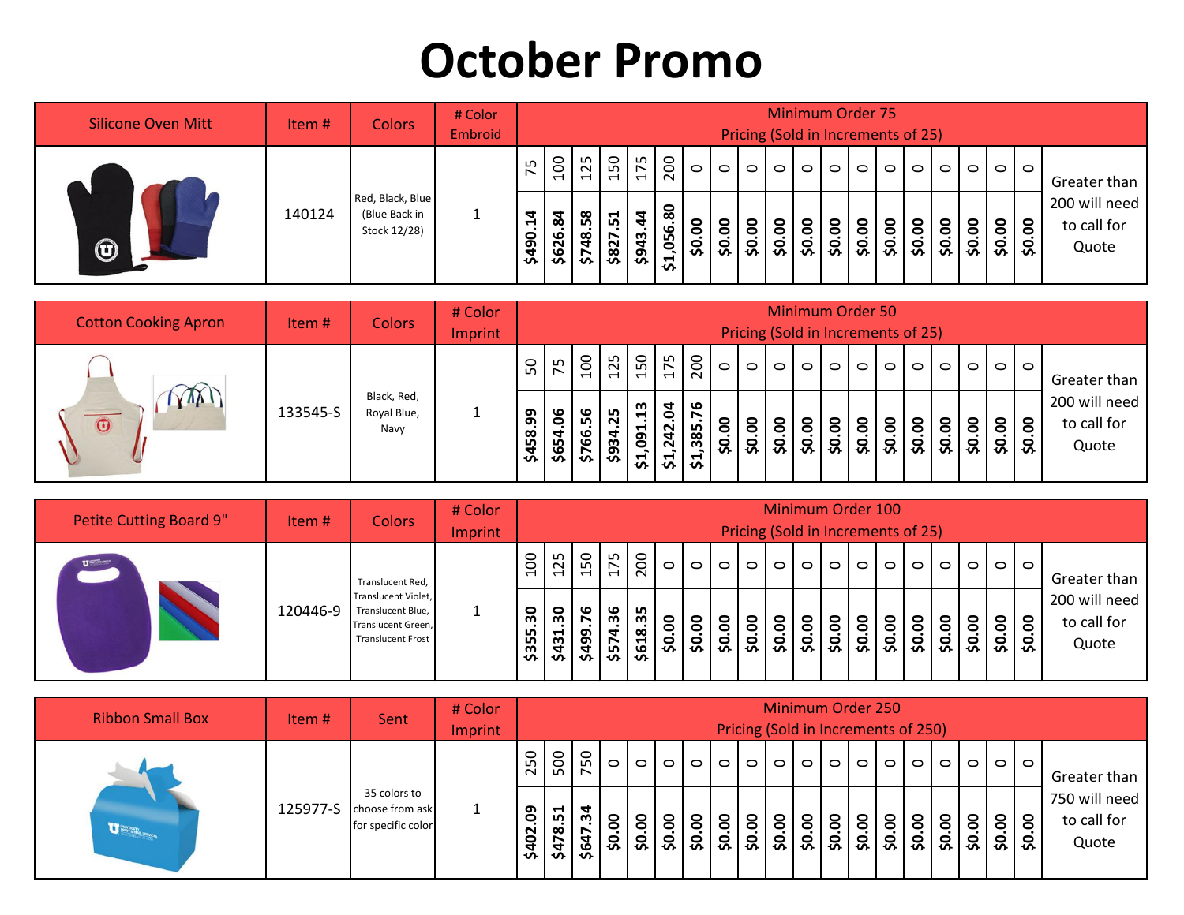# October Promo

| Silicone Oven Mitt | Item # | Colors | # Color Embroid | Minimum Order 75 Pricing (Sold in Increments of 25) | | | | | | | | | | | | | | | | | | |
|---|---|---|---|---|---|---|---|---|---|---|---|---|---|---|---|---|---|---|---|---|---|---|
| | 140124 | Red, Black, Blue (Blue Back in Stock 12/28) | 1 | 75 | 100 | 125 | 150 | 175 | 200 | 0 | 0 | 0 | 0 | 0 | 0 | 0 | 0 | 0 | 0 | 0 | 0 | Greater than 200 will need to call for Quote |
| | | | | $490.14 | $626.84 | $748.58 | $827.51 | $943.44 | $1,056.80 | $0.00 | $0.00 | $0.00 | $0.00 | $0.00 | $0.00 | $0.00 | $0.00 | $0.00 | $0.00 | $0.00 | $0.00 | |

| Cotton Cooking Apron | Item # | Colors | # Color Imprint | Minimum Order 50 Pricing (Sold in Increments of 25) | | | | | | | | | | | | | | | | | | |
|---|---|---|---|---|---|---|---|---|---|---|---|---|---|---|---|---|---|---|---|---|---|---|
| | 133545-S | Black, Red, Royal Blue, Navy | 1 | 50 | 75 | 100 | 125 | 150 | 175 | 200 | 0 | 0 | 0 | 0 | 0 | 0 | 0 | 0 | 0 | 0 | 0 | Greater than 200 will need to call for Quote |
| | | | | $458.99 | $654.06 | $766.56 | $934.25 | $1,091.13 | $1,242.04 | $1,385.76 | $0.00 | $0.00 | $0.00 | $0.00 | $0.00 | $0.00 | $0.00 | $0.00 | $0.00 | $0.00 | $0.00 | |

| Petite Cutting Board 9" | Item # | Colors | # Color Imprint | Minimum Order 100 Pricing (Sold in Increments of 25) | | | | | | | | | | | | | | | | | | |
|---|---|---|---|---|---|---|---|---|---|---|---|---|---|---|---|---|---|---|---|---|---|---|
| | 120446-9 | Translucent Red, Translucent Violet, Translucent Blue, Translucent Green, Translucent Frost | 1 | 100 | 125 | 150 | 175 | 200 | 0 | 0 | 0 | 0 | 0 | 0 | 0 | 0 | 0 | 0 | 0 | 0 | 0 | Greater than 200 will need to call for Quote |
| | | | | $355.30 | $431.30 | $499.76 | $574.36 | $618.35 | $0.00 | $0.00 | $0.00 | $0.00 | $0.00 | $0.00 | $0.00 | $0.00 | $0.00 | $0.00 | $0.00 | $0.00 | $0.00 | |

| Ribbon Small Box | Item # | Sent | # Color Imprint | Minimum Order 250 Pricing (Sold in Increments of 250) | | | | | | | | | | | | | | | | | | |
|---|---|---|---|---|---|---|---|---|---|---|---|---|---|---|---|---|---|---|---|---|---|---|
| | 125977-S | 35 colors to choose from ask for specific color | 1 | 250 | 500 | 750 | 0 | 0 | 0 | 0 | 0 | 0 | 0 | 0 | 0 | 0 | 0 | 0 | 0 | 0 | 0 | Greater than 750 will need to call for Quote |
| | | | | $402.09 | $478.51 | $647.34 | $0.00 | $0.00 | $0.00 | $0.00 | $0.00 | $0.00 | $0.00 | $0.00 | $0.00 | $0.00 | $0.00 | $0.00 | $0.00 | $0.00 | $0.00 | |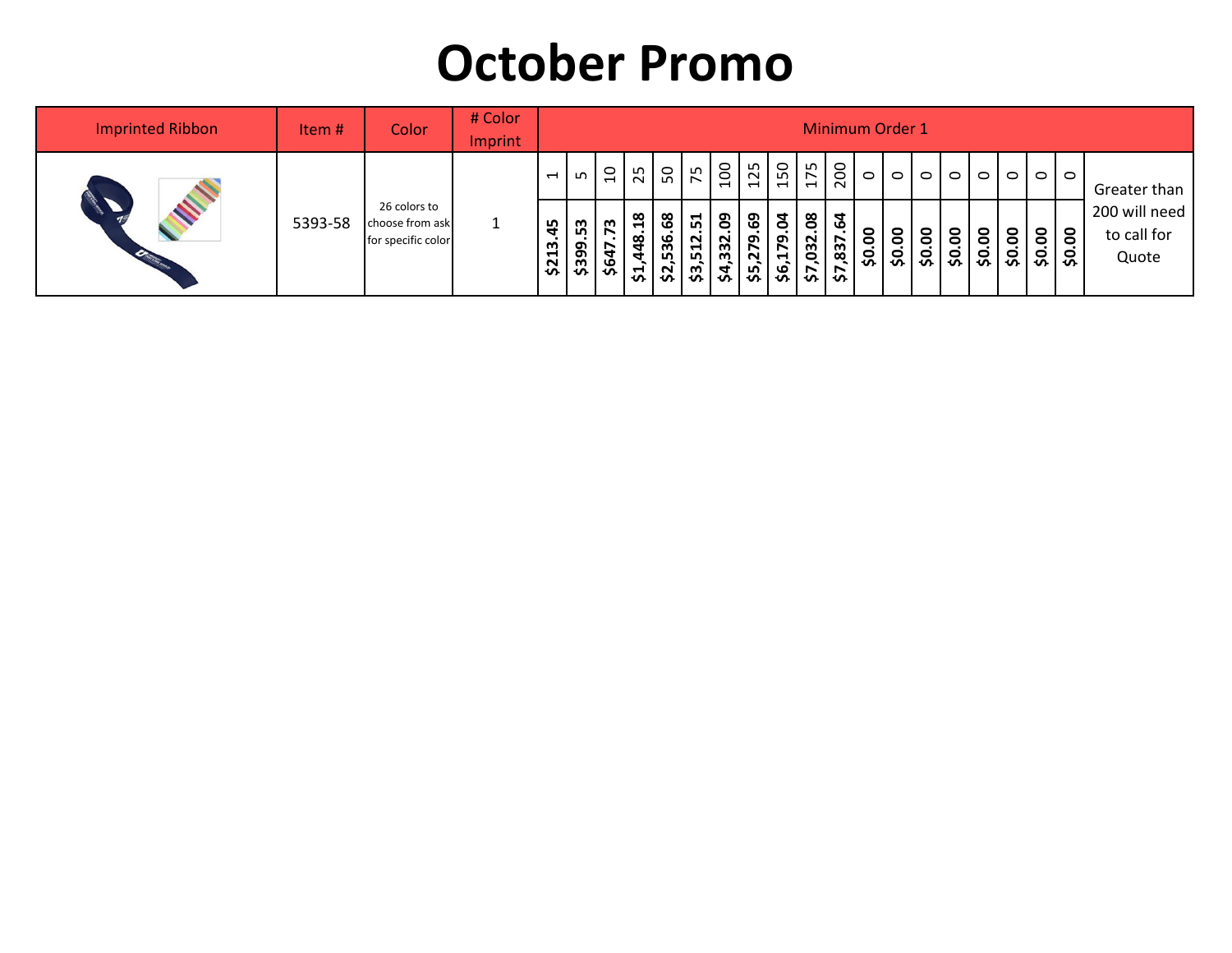# October Promo

| Imprinted Ribbon | Item # | Color | # Color Imprint | Minimum Order 1 | | | | | | | | | | | | | | | | | | | |
|---|---|---|---|---|---|---|---|---|---|---|---|---|---|---|---|---|---|---|---|---|---|---|---|
| | 5393-58 | 26 colors to choose from ask for specific color | 1 | 1 | 5 | 10 | 25 | 50 | 75 | 100 | 125 | 150 | 175 | 200 | 0 | 0 | 0 | 0 | 0 | 0 | 0 | 0 | Greater than 200 will need to call for Quote |
| | | | | **$213.45** | **$399.53** | **$647.73** | **$1,448.18** | **$2,536.68** | **$3,512.51** | **$4,332.09** | **$5,279.69** | **$6,179.04** | **$7,032.08** | **$7,837.64** | **$0.00** | **$0.00** | **$0.00** | **$0.00** | **$0.00** | **$0.00** | **$0.00** | **$0.00** | |